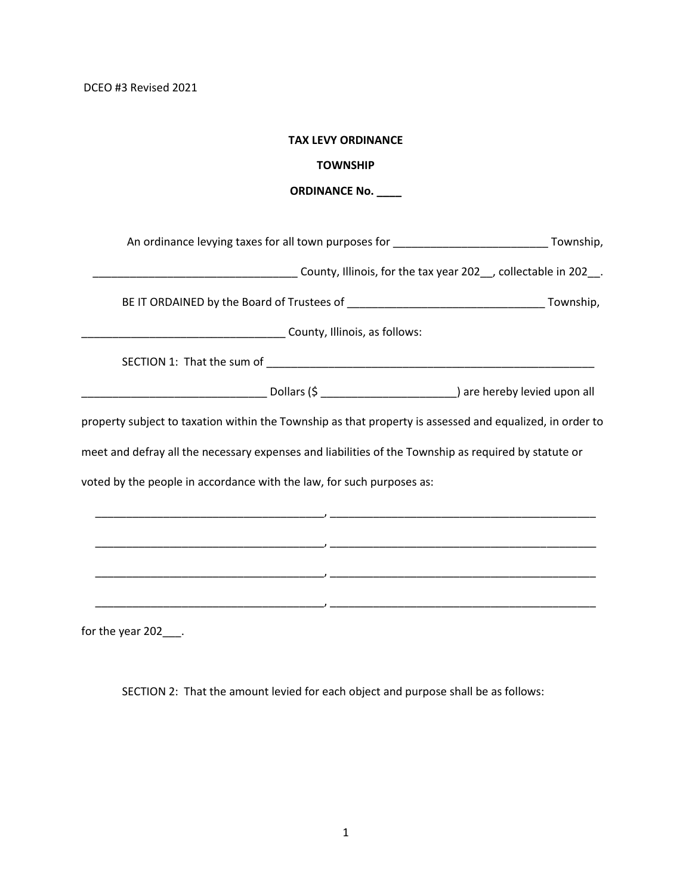DCEO #3 Revised 2021

**TAX LEVY ORDINANCE**

**TOWNSHIP**

**ORDINANCE No. ____**

An ordinance levying taxes for all town purposes for _________________________ Township, _________________________________ County, Illinois, for the tax year 202__, collectable in 202__.

BE IT ORDAINED by the Board of Trustees of _______________________________ Township, _________________________________ County, Illinois, as follows:

SECTION 1: That the sum of ______________________________________________________ ______________________________ Dollars ($ _____________________) are hereby levied upon all property subject to taxation within the Township as that property is assessed and equalized, in order to meet and defray all the necessary expenses and liabilities of the Township as required by statute or voted by the people in accordance with the law, for such purposes as:

_____________________________________, ____________________________________________

_____________________________________, ____________________________________________

_____________________________________, ____________________________________________

_____________________________________, ____________________________________________

for the year 202___.

SECTION 2: That the amount levied for each object and purpose shall be as follows: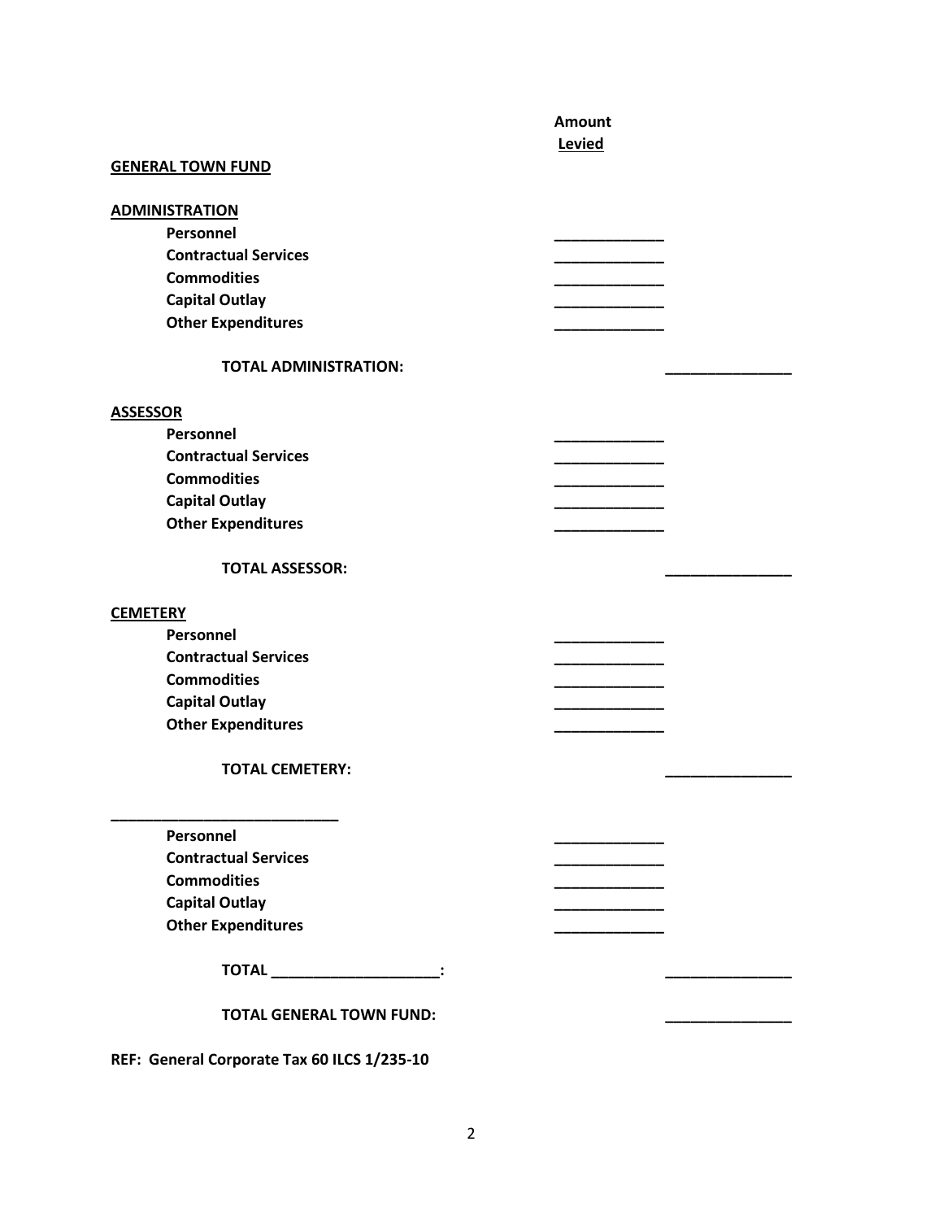| | Amount Levied | |
|---|---|---|
| **GENERAL TOWN FUND** | | |
| | | |
| **ADMINISTRATION** | | |
| Personnel | _____________ | |
| Contractual Services | _____________ | |
| Commodities | _____________ | |
| Capital Outlay | _____________ | |
| Other Expenditures | _____________ | |
| **TOTAL ADMINISTRATION:** | | _______________ |
| | | |
| **ASSESSOR** | | |
| Personnel | _____________ | |
| Contractual Services | _____________ | |
| Commodities | _____________ | |
| Capital Outlay | _____________ | |
| Other Expenditures | _____________ | |
| **TOTAL ASSESSOR:** | | _______________ |
| | | |
| **CEMETERY** | | |
| Personnel | _____________ | |
| Contractual Services | _____________ | |
| Commodities | _____________ | |
| Capital Outlay | _____________ | |
| Other Expenditures | _____________ | |
| **TOTAL CEMETERY:** | | _______________ |
| | | |
| ___________________________ | | |
| Personnel | _____________ | |
| Contractual Services | _____________ | |
| Commodities | _____________ | |
| Capital Outlay | _____________ | |
| Other Expenditures | _____________ | |
| **TOTAL ____________________:** | | _______________ |
| | | |
| **TOTAL GENERAL TOWN FUND:** | | _______________ |

**REF: General Corporate Tax 60 ILCS 1/235-10**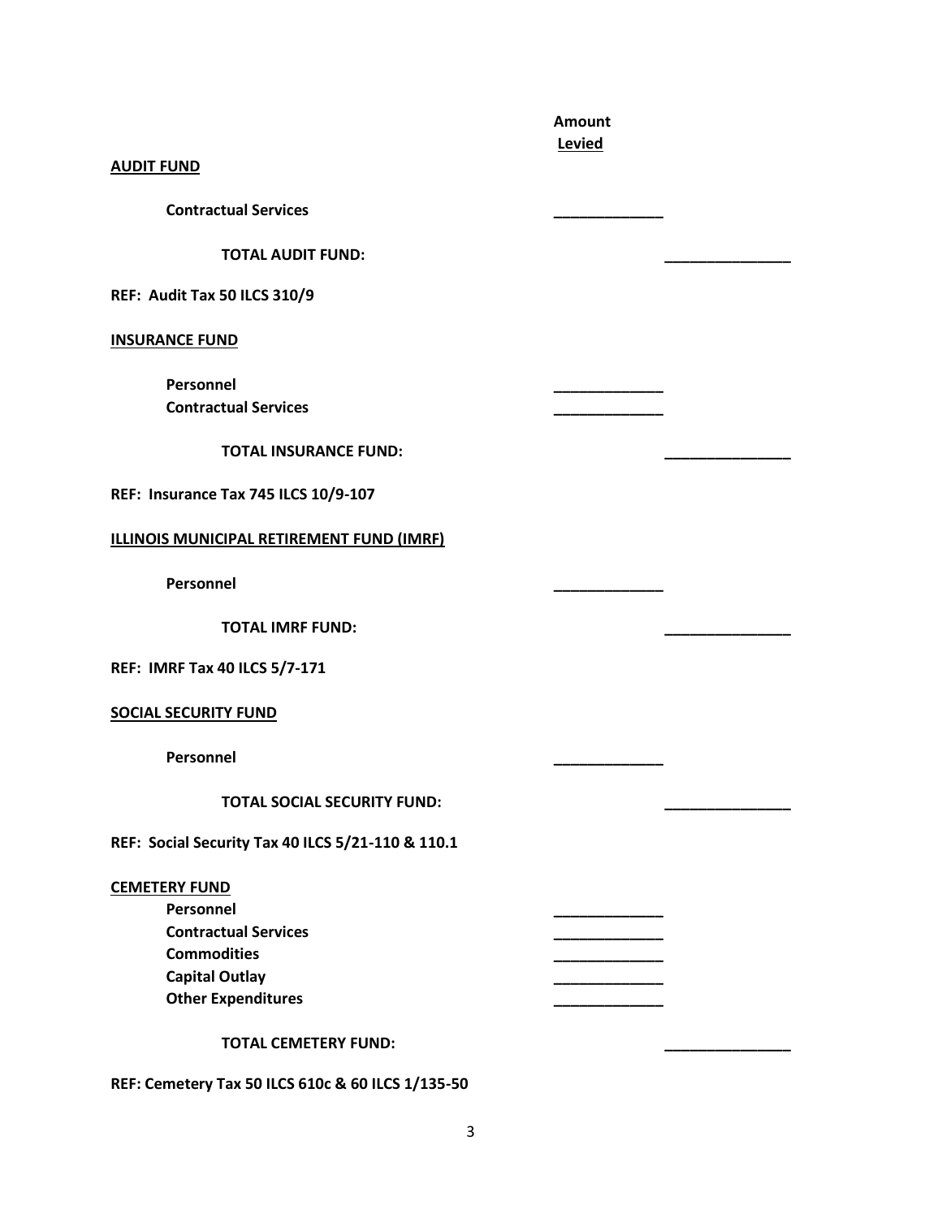| | Amount Levied | |
|---|---|---|
| **AUDIT FUND** | | |
| **Contractual Services** | _____________ | |
| **TOTAL AUDIT FUND:** | | _______________ |
| **REF: Audit Tax 50 ILCS 310/9** | | |
| **INSURANCE FUND** | | |
| **Personnel** | _____________ | |
| **Contractual Services** | _____________ | |
| **TOTAL INSURANCE FUND:** | | _______________ |
| **REF: Insurance Tax 745 ILCS 10/9-107** | | |
| **ILLINOIS MUNICIPAL RETIREMENT FUND (IMRF)** | | |
| **Personnel** | _____________ | |
| **TOTAL IMRF FUND:** | | _______________ |
| **REF: IMRF Tax 40 ILCS 5/7-171** | | |
| **SOCIAL SECURITY FUND** | | |
| **Personnel** | _____________ | |
| **TOTAL SOCIAL SECURITY FUND:** | | _______________ |
| **REF: Social Security Tax 40 ILCS 5/21-110 & 110.1** | | |
| **CEMETERY FUND** | | |
| **Personnel** | _____________ | |
| **Contractual Services** | _____________ | |
| **Commodities** | _____________ | |
| **Capital Outlay** | _____________ | |
| **Other Expenditures** | _____________ | |
| **TOTAL CEMETERY FUND:** | | _______________ |
| **REF: Cemetery Tax 50 ILCS 610c & 60 ILCS 1/135-50** | | |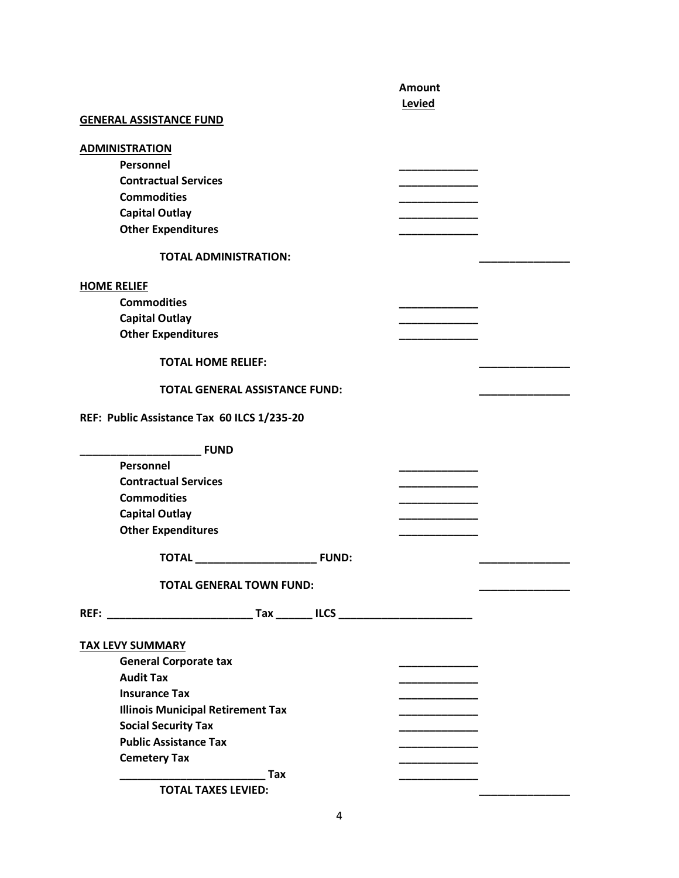| | Amount Levied | |
|---|---|---|
| **GENERAL ASSISTANCE FUND** | | |
| **ADMINISTRATION** | | |
| **Personnel** | _____________ | |
| **Contractual Services** | _____________ | |
| **Commodities** | _____________ | |
| **Capital Outlay** | _____________ | |
| **Other Expenditures** | _____________ | |
| **TOTAL ADMINISTRATION:** | | _______________ |
| **HOME RELIEF** | | |
| **Commodities** | _____________ | |
| **Capital Outlay** | _____________ | |
| **Other Expenditures** | _____________ | |
| **TOTAL HOME RELIEF:** | | _______________ |
| **TOTAL GENERAL ASSISTANCE FUND:** | | _______________ |

**REF: Public Assistance Tax 60 ILCS 1/235-20**

| | | |
|---|---|---|
| **___________________ FUND** | | |
| **Personnel** | _____________ | |
| **Contractual Services** | _____________ | |
| **Commodities** | _____________ | |
| **Capital Outlay** | _____________ | |
| **Other Expenditures** | _____________ | |
| **TOTAL ____________________ FUND:** | | _______________ |
| **TOTAL GENERAL TOWN FUND:** | | _______________ |

**REF: ________________________ Tax ______ ILCS ______________________**

**TAX LEVY SUMMARY**

| | | |
|---|---|---|
| **General Corporate tax** | _____________ | |
| **Audit Tax** | _____________ | |
| **Insurance Tax** | _____________ | |
| **Illinois Municipal Retirement Tax** | _____________ | |
| **Social Security Tax** | _____________ | |
| **Public Assistance Tax** | _____________ | |
| **Cemetery Tax** | _____________ | |
| **________________________ Tax** | _____________ | |
| **TOTAL TAXES LEVIED:** | | _______________ |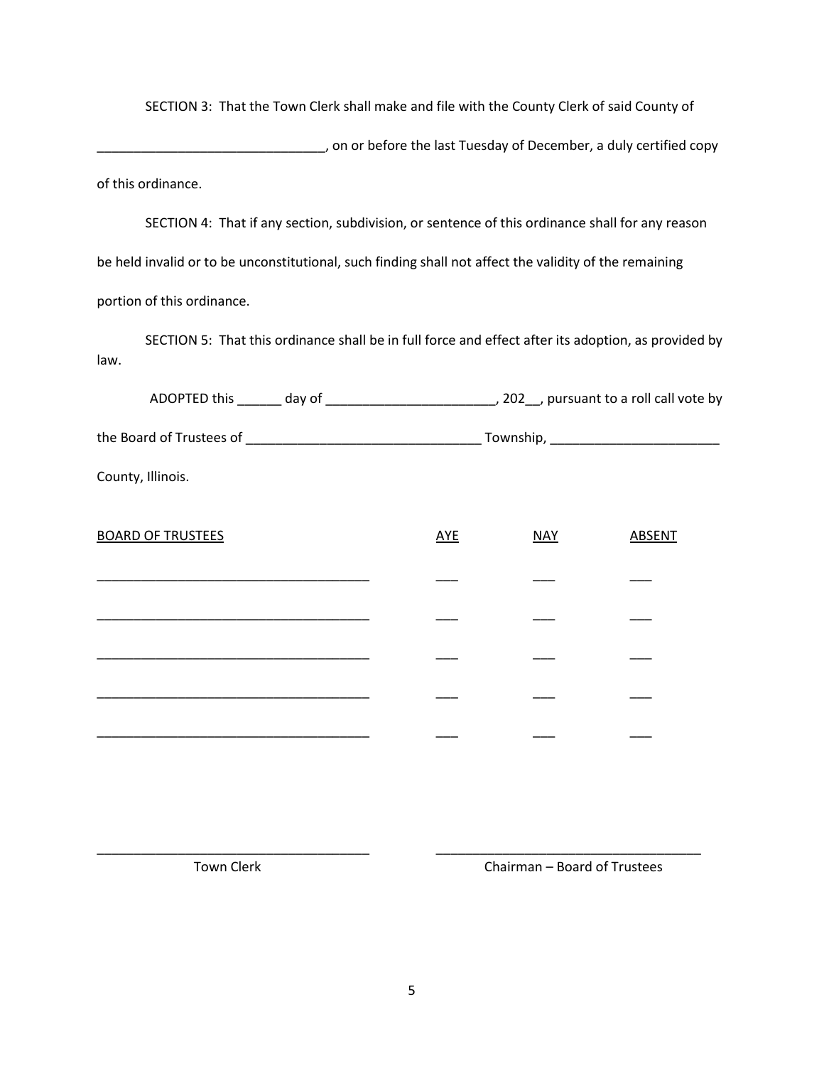SECTION 3: That the Town Clerk shall make and file with the County Clerk of said County of _______________________________, on or before the last Tuesday of December, a duly certified copy of this ordinance.

SECTION 4: That if any section, subdivision, or sentence of this ordinance shall for any reason be held invalid or to be unconstitutional, such finding shall not affect the validity of the remaining portion of this ordinance.

SECTION 5: That this ordinance shall be in full force and effect after its adoption, as provided by law.

ADOPTED this ______ day of _______________________, 202__, pursuant to a roll call vote by the Board of Trustees of _______________________________ Township, _______________________ County, Illinois.

| BOARD OF TRUSTEES | AYE | NAY | ABSENT |
|---|---|---|---|
| _____________________________________ | ___ | ___ | ___ |
| _____________________________________ | ___ | ___ | ___ |
| _____________________________________ | ___ | ___ | ___ |
| _____________________________________ | ___ | ___ | ___ |
| _____________________________________ | ___ | ___ | ___ |

_____________________________________
Town Clerk

_____________________________________
Chairman – Board of Trustees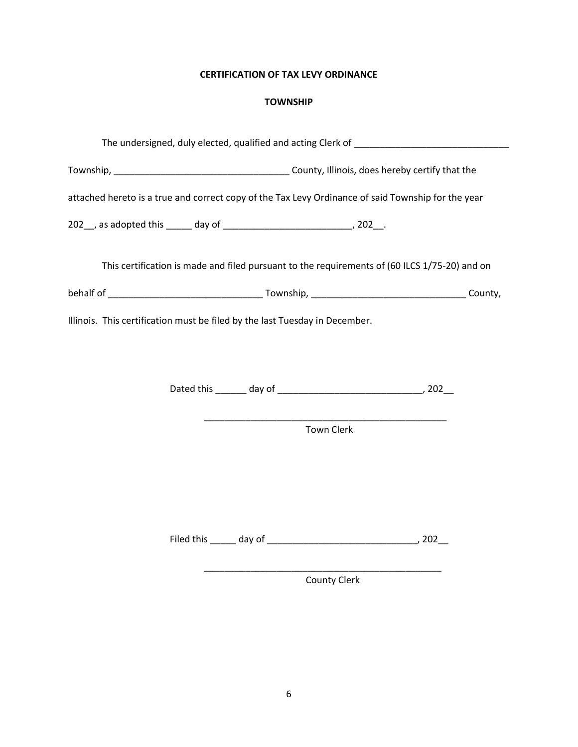**CERTIFICATION OF TAX LEVY ORDINANCE**

**TOWNSHIP**

The undersigned, duly elected, qualified and acting Clerk of _______________________________ Township, __________________________________ County, Illinois, does hereby certify that the attached hereto is a true and correct copy of the Tax Levy Ordinance of said Township for the year 202__, as adopted this _____ day of _________________________, 202__.

This certification is made and filed pursuant to the requirements of (60 ILCS 1/75-20) and on behalf of ______________________________ Township, ______________________________ County, Illinois. This certification must be filed by the last Tuesday in December.

Dated this ______ day of ____________________________, 202__

_________________________________________________
Town Clerk

Filed this _____ day of _____________________________, 202__

_________________________________________________
County Clerk